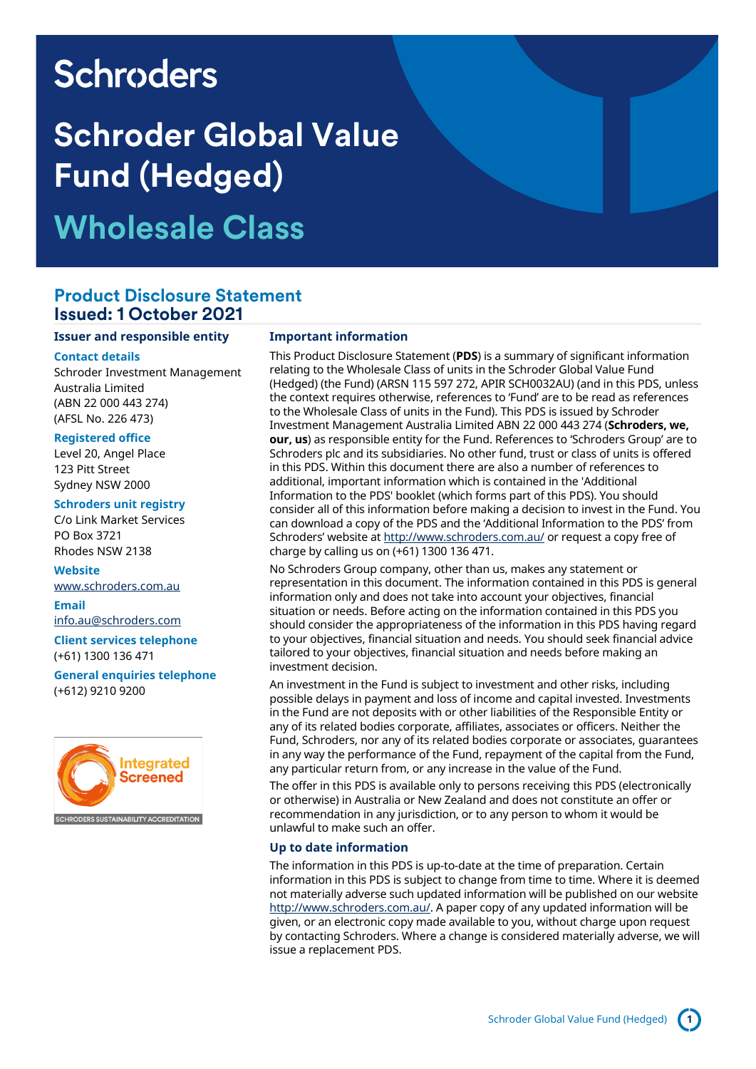Schroders

# Schroder Global Value Fund (Hedged)

## Wholesale Class

## Product Disclosure Statement
**Issued: 1 October 2021**

### Issuer and responsible entity

**Contact details**
Schroder Investment Management Australia Limited
(ABN 22 000 443 274)
(AFSL No. 226 473)

**Registered office**
Level 20, Angel Place
123 Pitt Street
Sydney NSW 2000

**Schroders unit registry**
C/o Link Market Services
PO Box 3721
Rhodes NSW 2138

**Website**
www.schroders.com.au

**Email**
info.au@schroders.com

**Client services telephone**
(+61) 1300 136 471

**General enquiries telephone**
(+612) 9210 9200

Integrated Screened
SCHRODERS SUSTAINABILITY ACCREDITATION

### Important information

This Product Disclosure Statement (**PDS**) is a summary of significant information relating to the Wholesale Class of units in the Schroder Global Value Fund (Hedged) (the Fund) (ARSN 115 597 272, APIR SCH0032AU) (and in this PDS, unless the context requires otherwise, references to 'Fund' are to be read as references to the Wholesale Class of units in the Fund). This PDS is issued by Schroder Investment Management Australia Limited ABN 22 000 443 274 (**Schroders, we, our, us**) as responsible entity for the Fund. References to 'Schroders Group' are to Schroders plc and its subsidiaries. No other fund, trust or class of units is offered in this PDS. Within this document there are also a number of references to additional, important information which is contained in the 'Additional Information to the PDS' booklet (which forms part of this PDS). You should consider all of this information before making a decision to invest in the Fund. You can download a copy of the PDS and the 'Additional Information to the PDS' from Schroders' website at http://www.schroders.com.au/ or request a copy free of charge by calling us on (+61) 1300 136 471.

No Schroders Group company, other than us, makes any statement or representation in this document. The information contained in this PDS is general information only and does not take into account your objectives, financial situation or needs. Before acting on the information contained in this PDS you should consider the appropriateness of the information in this PDS having regard to your objectives, financial situation and needs. You should seek financial advice tailored to your objectives, financial situation and needs before making an investment decision.

An investment in the Fund is subject to investment and other risks, including possible delays in payment and loss of income and capital invested. Investments in the Fund are not deposits with or other liabilities of the Responsible Entity or any of its related bodies corporate, affiliates, associates or officers. Neither the Fund, Schroders, nor any of its related bodies corporate or associates, guarantees in any way the performance of the Fund, repayment of the capital from the Fund, any particular return from, or any increase in the value of the Fund.

The offer in this PDS is available only to persons receiving this PDS (electronically or otherwise) in Australia or New Zealand and does not constitute an offer or recommendation in any jurisdiction, or to any person to whom it would be unlawful to make such an offer.

### Up to date information

The information in this PDS is up-to-date at the time of preparation. Certain information in this PDS is subject to change from time to time. Where it is deemed not materially adverse such updated information will be published on our website http://www.schroders.com.au/. A paper copy of any updated information will be given, or an electronic copy made available to you, without charge upon request by contacting Schroders. Where a change is considered materially adverse, we will issue a replacement PDS.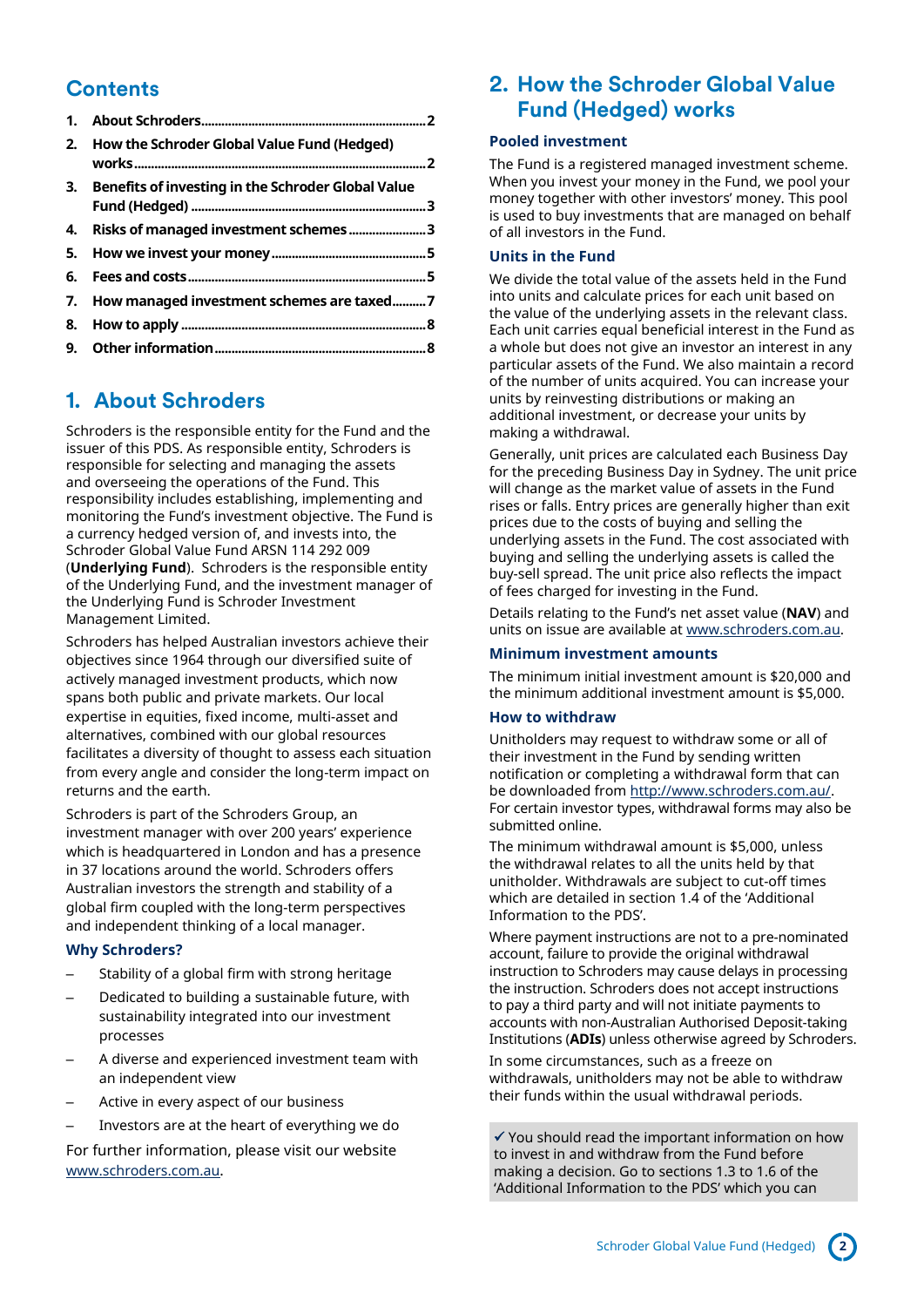## Contents

1. **About Schroders** ........................................................ 2
2. **How the Schroder Global Value Fund (Hedged) works** ........................................................ 2
3. **Benefits of investing in the Schroder Global Value Fund (Hedged)** ........................................................ 3
4. **Risks of managed investment schemes** ........................................................ 3
5. **How we invest your money** ........................................................ 5
6. **Fees and costs** ........................................................ 5
7. **How managed investment schemes are taxed** ........................................................ 7
8. **How to apply** ........................................................ 8
9. **Other information** ........................................................ 8

## 1. About Schroders

Schroders is the responsible entity for the Fund and the issuer of this PDS. As responsible entity, Schroders is responsible for selecting and managing the assets and overseeing the operations of the Fund. This responsibility includes establishing, implementing and monitoring the Fund's investment objective. The Fund is a currency hedged version of, and invests into, the Schroder Global Value Fund ARSN 114 292 009 (**Underlying Fund**). Schroders is the responsible entity of the Underlying Fund, and the investment manager of the Underlying Fund is Schroder Investment Management Limited.

Schroders has helped Australian investors achieve their objectives since 1964 through our diversified suite of actively managed investment products, which now spans both public and private markets. Our local expertise in equities, fixed income, multi-asset and alternatives, combined with our global resources facilitates a diversity of thought to assess each situation from every angle and consider the long-term impact on returns and the earth.

Schroders is part of the Schroders Group, an investment manager with over 200 years' experience which is headquartered in London and has a presence in 37 locations around the world. Schroders offers Australian investors the strength and stability of a global firm coupled with the long-term perspectives and independent thinking of a local manager.

### Why Schroders?

- Stability of a global firm with strong heritage
- Dedicated to building a sustainable future, with sustainability integrated into our investment processes
- A diverse and experienced investment team with an independent view
- Active in every aspect of our business
- Investors are at the heart of everything we do

For further information, please visit our website www.schroders.com.au.

## 2. How the Schroder Global Value Fund (Hedged) works

### Pooled investment

The Fund is a registered managed investment scheme. When you invest your money in the Fund, we pool your money together with other investors' money. This pool is used to buy investments that are managed on behalf of all investors in the Fund.

### Units in the Fund

We divide the total value of the assets held in the Fund into units and calculate prices for each unit based on the value of the underlying assets in the relevant class. Each unit carries equal beneficial interest in the Fund as a whole but does not give an investor an interest in any particular assets of the Fund. We also maintain a record of the number of units acquired. You can increase your units by reinvesting distributions or making an additional investment, or decrease your units by making a withdrawal.

Generally, unit prices are calculated each Business Day for the preceding Business Day in Sydney. The unit price will change as the market value of assets in the Fund rises or falls. Entry prices are generally higher than exit prices due to the costs of buying and selling the underlying assets in the Fund. The cost associated with buying and selling the underlying assets is called the buy-sell spread. The unit price also reflects the impact of fees charged for investing in the Fund.

Details relating to the Fund's net asset value (**NAV**) and units on issue are available at www.schroders.com.au.

### Minimum investment amounts

The minimum initial investment amount is $20,000 and the minimum additional investment amount is $5,000.

### How to withdraw

Unitholders may request to withdraw some or all of their investment in the Fund by sending written notification or completing a withdrawal form that can be downloaded from http://www.schroders.com.au/. For certain investor types, withdrawal forms may also be submitted online.

The minimum withdrawal amount is $5,000, unless the withdrawal relates to all the units held by that unitholder. Withdrawals are subject to cut-off times which are detailed in section 1.4 of the 'Additional Information to the PDS'.

Where payment instructions are not to a pre-nominated account, failure to provide the original withdrawal instruction to Schroders may cause delays in processing the instruction. Schroders does not accept instructions to pay a third party and will not initiate payments to accounts with non-Australian Authorised Deposit-taking Institutions (**ADIs**) unless otherwise agreed by Schroders.

In some circumstances, such as a freeze on withdrawals, unitholders may not be able to withdraw their funds within the usual withdrawal periods.

✓ You should read the important information on how to invest in and withdraw from the Fund before making a decision. Go to sections 1.3 to 1.6 of the 'Additional Information to the PDS' which you can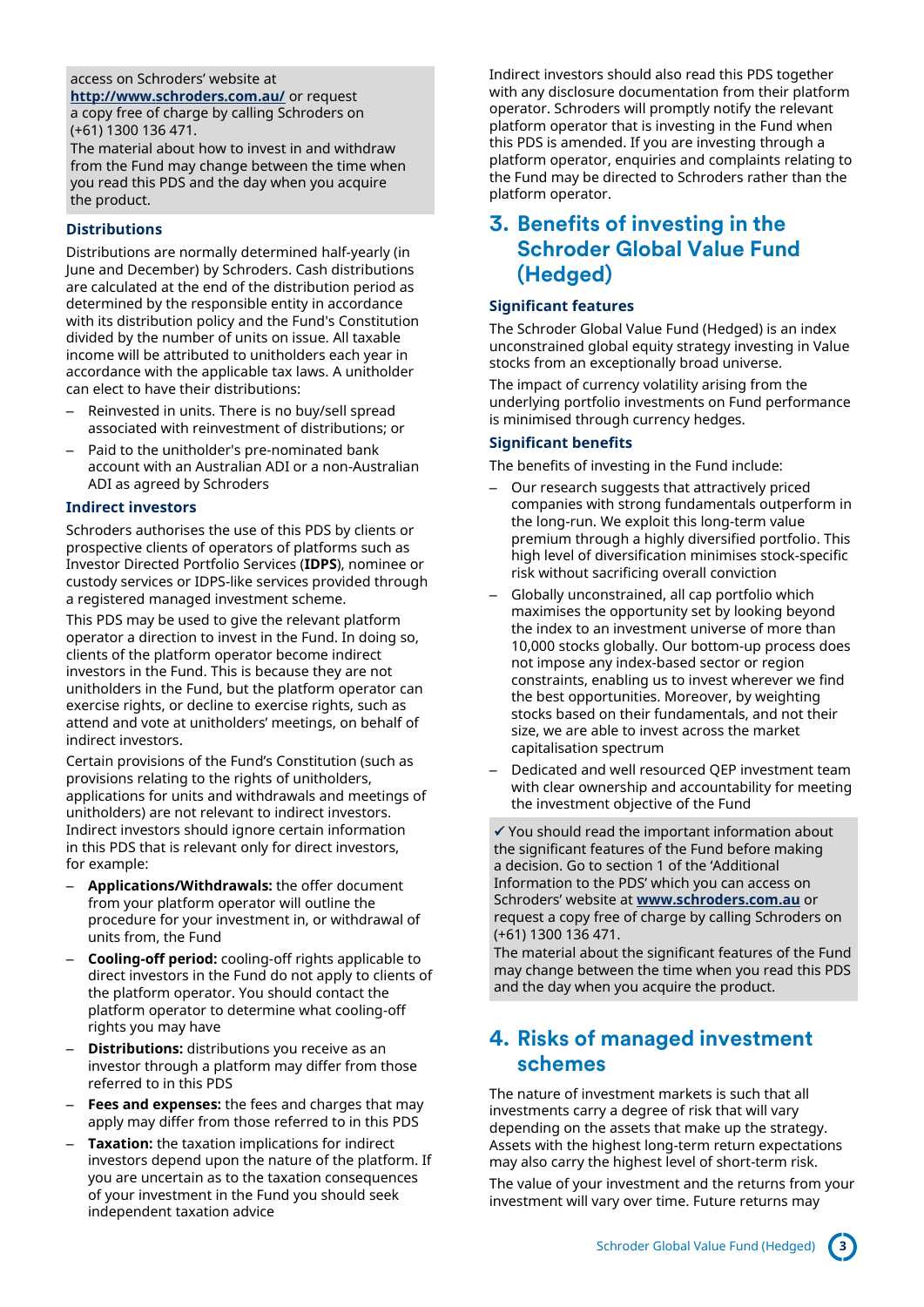access on Schroders' website at **http://www.schroders.com.au/** or request a copy free of charge by calling Schroders on (+61) 1300 136 471.
The material about how to invest in and withdraw from the Fund may change between the time when you read this PDS and the day when you acquire the product.

### Distributions

Distributions are normally determined half-yearly (in June and December) by Schroders. Cash distributions are calculated at the end of the distribution period as determined by the responsible entity in accordance with its distribution policy and the Fund's Constitution divided by the number of units on issue. All taxable income will be attributed to unitholders each year in accordance with the applicable tax laws. A unitholder can elect to have their distributions:

- Reinvested in units. There is no buy/sell spread associated with reinvestment of distributions; or
- Paid to the unitholder's pre-nominated bank account with an Australian ADI or a non-Australian ADI as agreed by Schroders

### Indirect investors

Schroders authorises the use of this PDS by clients or prospective clients of operators of platforms such as Investor Directed Portfolio Services (**IDPS**), nominee or custody services or IDPS-like services provided through a registered managed investment scheme.

This PDS may be used to give the relevant platform operator a direction to invest in the Fund. In doing so, clients of the platform operator become indirect investors in the Fund. This is because they are not unitholders in the Fund, but the platform operator can exercise rights, or decline to exercise rights, such as attend and vote at unitholders' meetings, on behalf of indirect investors.

Certain provisions of the Fund's Constitution (such as provisions relating to the rights of unitholders, applications for units and withdrawals and meetings of unitholders) are not relevant to indirect investors. Indirect investors should ignore certain information in this PDS that is relevant only for direct investors, for example:

- **Applications/Withdrawals:** the offer document from your platform operator will outline the procedure for your investment in, or withdrawal of units from, the Fund
- **Cooling-off period:** cooling-off rights applicable to direct investors in the Fund do not apply to clients of the platform operator. You should contact the platform operator to determine what cooling-off rights you may have
- **Distributions:** distributions you receive as an investor through a platform may differ from those referred to in this PDS
- **Fees and expenses:** the fees and charges that may apply may differ from those referred to in this PDS
- **Taxation:** the taxation implications for indirect investors depend upon the nature of the platform. If you are uncertain as to the taxation consequences of your investment in the Fund you should seek independent taxation advice

Indirect investors should also read this PDS together with any disclosure documentation from their platform operator. Schroders will promptly notify the relevant platform operator that is investing in the Fund when this PDS is amended. If you are investing through a platform operator, enquiries and complaints relating to the Fund may be directed to Schroders rather than the platform operator.

## 3. Benefits of investing in the Schroder Global Value Fund (Hedged)

### Significant features

The Schroder Global Value Fund (Hedged) is an index unconstrained global equity strategy investing in Value stocks from an exceptionally broad universe.

The impact of currency volatility arising from the underlying portfolio investments on Fund performance is minimised through currency hedges.

### Significant benefits

The benefits of investing in the Fund include:

- Our research suggests that attractively priced companies with strong fundamentals outperform in the long-run. We exploit this long-term value premium through a highly diversified portfolio. This high level of diversification minimises stock-specific risk without sacrificing overall conviction
- Globally unconstrained, all cap portfolio which maximises the opportunity set by looking beyond the index to an investment universe of more than 10,000 stocks globally. Our bottom-up process does not impose any index-based sector or region constraints, enabling us to invest wherever we find the best opportunities. Moreover, by weighting stocks based on their fundamentals, and not their size, we are able to invest across the market capitalisation spectrum
- Dedicated and well resourced QEP investment team with clear ownership and accountability for meeting the investment objective of the Fund

✓ You should read the important information about the significant features of the Fund before making a decision. Go to section 1 of the 'Additional Information to the PDS' which you can access on Schroders' website at **www.schroders.com.au** or request a copy free of charge by calling Schroders on (+61) 1300 136 471.
The material about the significant features of the Fund may change between the time when you read this PDS and the day when you acquire the product.

## 4. Risks of managed investment schemes

The nature of investment markets is such that all investments carry a degree of risk that will vary depending on the assets that make up the strategy. Assets with the highest long-term return expectations may also carry the highest level of short-term risk.

The value of your investment and the returns from your investment will vary over time. Future returns may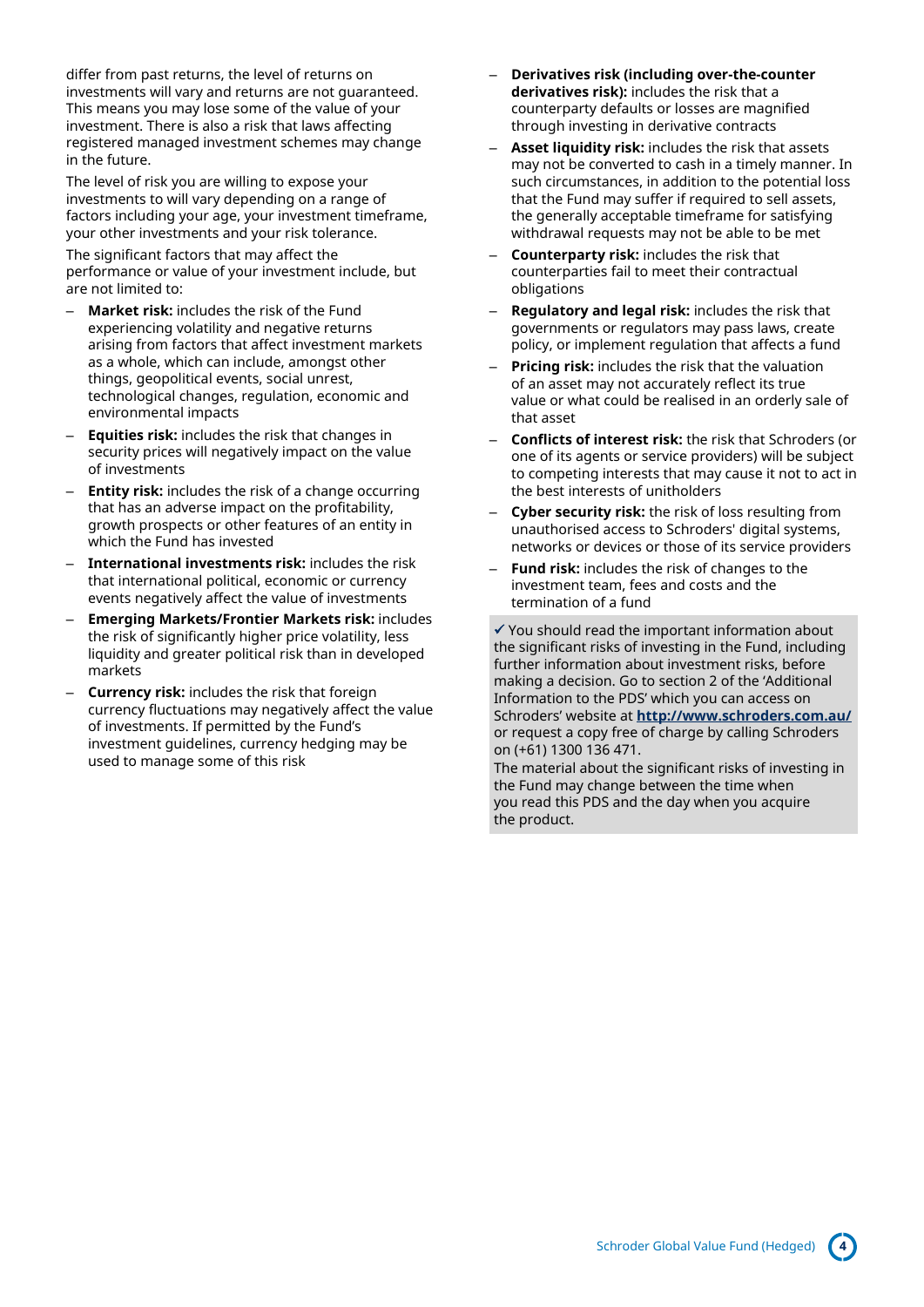differ from past returns, the level of returns on investments will vary and returns are not guaranteed. This means you may lose some of the value of your investment. There is also a risk that laws affecting registered managed investment schemes may change in the future.

The level of risk you are willing to expose your investments to will vary depending on a range of factors including your age, your investment timeframe, your other investments and your risk tolerance.

The significant factors that may affect the performance or value of your investment include, but are not limited to:

- **Market risk:** includes the risk of the Fund experiencing volatility and negative returns arising from factors that affect investment markets as a whole, which can include, amongst other things, geopolitical events, social unrest, technological changes, regulation, economic and environmental impacts
- **Equities risk:** includes the risk that changes in security prices will negatively impact on the value of investments
- **Entity risk:** includes the risk of a change occurring that has an adverse impact on the profitability, growth prospects or other features of an entity in which the Fund has invested
- **International investments risk:** includes the risk that international political, economic or currency events negatively affect the value of investments
- **Emerging Markets/Frontier Markets risk:** includes the risk of significantly higher price volatility, less liquidity and greater political risk than in developed markets
- **Currency risk:** includes the risk that foreign currency fluctuations may negatively affect the value of investments. If permitted by the Fund's investment guidelines, currency hedging may be used to manage some of this risk
- **Derivatives risk (including over-the-counter derivatives risk):** includes the risk that a counterparty defaults or losses are magnified through investing in derivative contracts
- **Asset liquidity risk:** includes the risk that assets may not be converted to cash in a timely manner. In such circumstances, in addition to the potential loss that the Fund may suffer if required to sell assets, the generally acceptable timeframe for satisfying withdrawal requests may not be able to be met
- **Counterparty risk:** includes the risk that counterparties fail to meet their contractual obligations
- **Regulatory and legal risk:** includes the risk that governments or regulators may pass laws, create policy, or implement regulation that affects a fund
- **Pricing risk:** includes the risk that the valuation of an asset may not accurately reflect its true value or what could be realised in an orderly sale of that asset
- **Conflicts of interest risk:** the risk that Schroders (or one of its agents or service providers) will be subject to competing interests that may cause it not to act in the best interests of unitholders
- **Cyber security risk:** the risk of loss resulting from unauthorised access to Schroders' digital systems, networks or devices or those of its service providers
- **Fund risk:** includes the risk of changes to the investment team, fees and costs and the termination of a fund

✓ You should read the important information about the significant risks of investing in the Fund, including further information about investment risks, before making a decision. Go to section 2 of the 'Additional Information to the PDS' which you can access on Schroders' website at **http://www.schroders.com.au/** or request a copy free of charge by calling Schroders on (+61) 1300 136 471.
The material about the significant risks of investing in the Fund may change between the time when you read this PDS and the day when you acquire the product.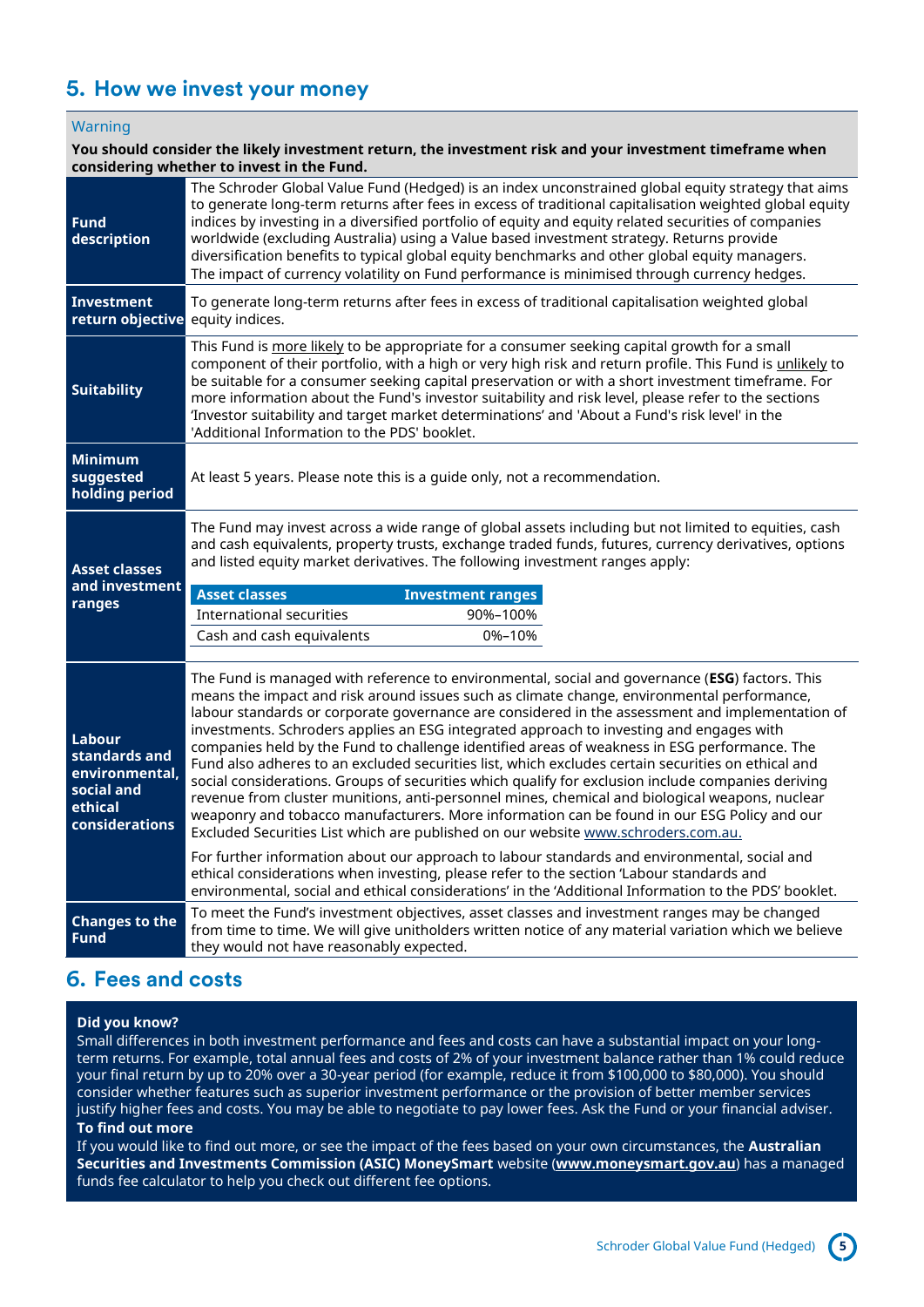## 5. How we invest your money

**Warning**

**You should consider the likely investment return, the investment risk and your investment timeframe when considering whether to invest in the Fund.**

| | |
|---|---|
| **Fund description** | The Schroder Global Value Fund (Hedged) is an index unconstrained global equity strategy that aims to generate long-term returns after fees in excess of traditional capitalisation weighted global equity indices by investing in a diversified portfolio of equity and equity related securities of companies worldwide (excluding Australia) using a Value based investment strategy. Returns provide diversification benefits to typical global equity benchmarks and other global equity managers. The impact of currency volatility on Fund performance is minimised through currency hedges. |
| **Investment return objective** | To generate long-term returns after fees in excess of traditional capitalisation weighted global equity indices. |
| **Suitability** | This Fund is more likely to be appropriate for a consumer seeking capital growth for a small component of their portfolio, with a high or very high risk and return profile. This Fund is unlikely to be suitable for a consumer seeking capital preservation or with a short investment timeframe. For more information about the Fund's investor suitability and risk level, please refer to the sections 'Investor suitability and target market determinations' and 'About a Fund's risk level' in the 'Additional Information to the PDS' booklet. |
| **Minimum suggested holding period** | At least 5 years. Please note this is a guide only, not a recommendation. |
| **Asset classes and investment ranges** | The Fund may invest across a wide range of global assets including but not limited to equities, cash and cash equivalents, property trusts, exchange traded funds, futures, currency derivatives, options and listed equity market derivatives. The following investment ranges apply:<br>**Asset classes** – **Investment ranges**<br>International securities – 90%–100%<br>Cash and cash equivalents – 0%–10% |
| **Labour standards and environmental, social and ethical considerations** | The Fund is managed with reference to environmental, social and governance (**ESG**) factors. This means the impact and risk around issues such as climate change, environmental performance, labour standards or corporate governance are considered in the assessment and implementation of investments. Schroders applies an ESG integrated approach to investing and engages with companies held by the Fund to challenge identified areas of weakness in ESG performance. The Fund also adheres to an excluded securities list, which excludes certain securities on ethical and social considerations. Groups of securities which qualify for exclusion include companies deriving revenue from cluster munitions, anti-personnel mines, chemical and biological weapons, nuclear weaponry and tobacco manufacturers. More information can be found in our ESG Policy and our Excluded Securities List which are published on our website www.schroders.com.au.<br><br>For further information about our approach to labour standards and environmental, social and ethical considerations when investing, please refer to the section 'Labour standards and environmental, social and ethical considerations' in the 'Additional Information to the PDS' booklet. |
| **Changes to the Fund** | To meet the Fund's investment objectives, asset classes and investment ranges may be changed from time to time. We will give unitholders written notice of any material variation which we believe they would not have reasonably expected. |

## 6. Fees and costs

**Did you know?**

Small differences in both investment performance and fees and costs can have a substantial impact on your long-term returns. For example, total annual fees and costs of 2% of your investment balance rather than 1% could reduce your final return by up to 20% over a 30-year period (for example, reduce it from $100,000 to $80,000). You should consider whether features such as superior investment performance or the provision of better member services justify higher fees and costs. You may be able to negotiate to pay lower fees. Ask the Fund or your financial adviser.

**To find out more**

If you would like to find out more, or see the impact of the fees based on your own circumstances, the **Australian Securities and Investments Commission (ASIC) MoneySmart** website (**www.moneysmart.gov.au**) has a managed funds fee calculator to help you check out different fee options.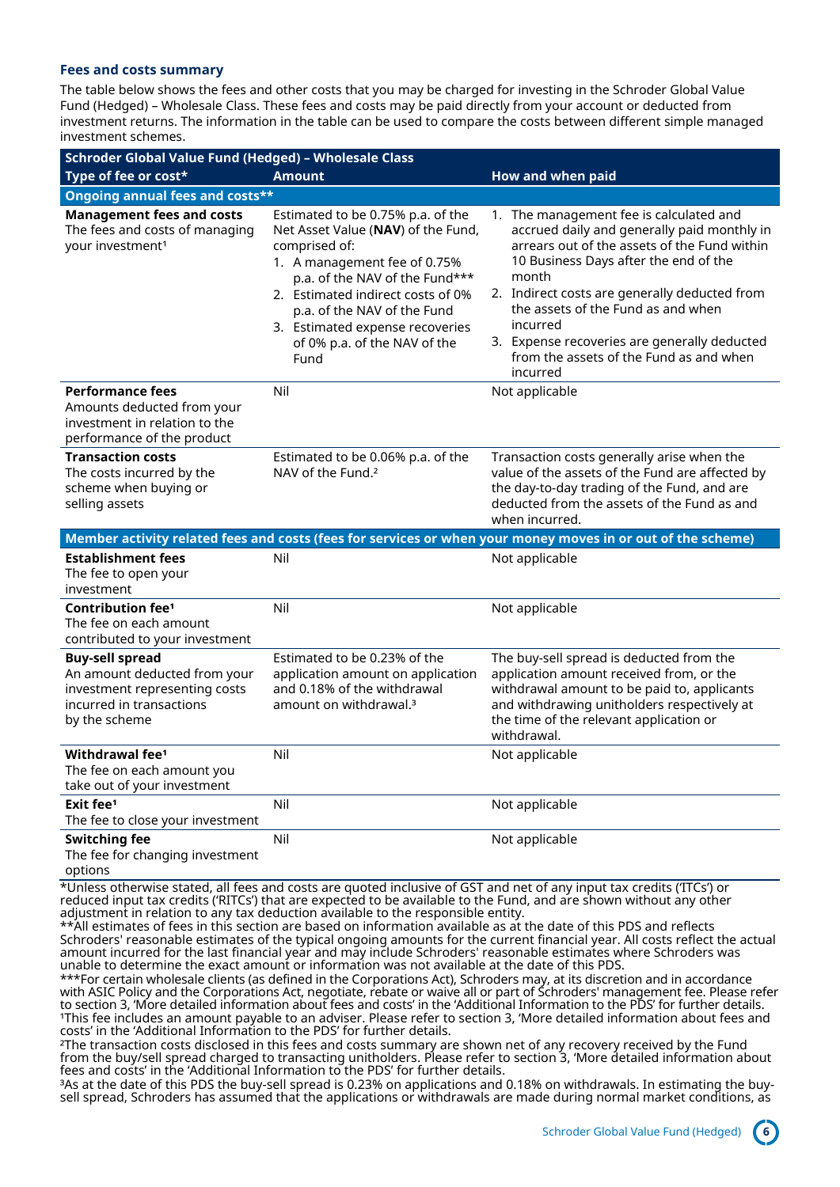### Fees and costs summary

The table below shows the fees and other costs that you may be charged for investing in the Schroder Global Value Fund (Hedged) – Wholesale Class. These fees and costs may be paid directly from your account or deducted from investment returns. The information in the table can be used to compare the costs between different simple managed investment schemes.

| Schroder Global Value Fund (Hedged) – Wholesale Class | | |
|---|---|---|
| **Type of fee or cost*** | **Amount** | **How and when paid** |
| **Ongoing annual fees and costs**** | | |
| **Management fees and costs** The fees and costs of managing your investment[1] | Estimated to be 0.75% p.a. of the Net Asset Value (**NAV**) of the Fund, comprised of: 1. A management fee of 0.75% p.a. of the NAV of the Fund*** 2. Estimated indirect costs of 0% p.a. of the NAV of the Fund 3. Estimated expense recoveries of 0% p.a. of the NAV of the Fund | 1. The management fee is calculated and accrued daily and generally paid monthly in arrears out of the assets of the Fund within 10 Business Days after the end of the month 2. Indirect costs are generally deducted from the assets of the Fund as and when incurred 3. Expense recoveries are generally deducted from the assets of the Fund as and when incurred |
| **Performance fees** Amounts deducted from your investment in relation to the performance of the product | Nil | Not applicable |
| **Transaction costs** The costs incurred by the scheme when buying or selling assets | Estimated to be 0.06% p.a. of the NAV of the Fund.[2] | Transaction costs generally arise when the value of the assets of the Fund are affected by the day-to-day trading of the Fund, and are deducted from the assets of the Fund as and when incurred. |
| **Member activity related fees and costs (fees for services or when your money moves in or out of the scheme)** | | |
| **Establishment fees** The fee to open your investment | Nil | Not applicable |
| **Contribution fee[1]** The fee on each amount contributed to your investment | Nil | Not applicable |
| **Buy-sell spread** An amount deducted from your investment representing costs incurred in transactions by the scheme | Estimated to be 0.23% of the application amount on application and 0.18% of the withdrawal amount on withdrawal.[3] | The buy-sell spread is deducted from the application amount received from, or the withdrawal amount to be paid to, applicants and withdrawing unitholders respectively at the time of the relevant application or withdrawal. |
| **Withdrawal fee[1]** The fee on each amount you take out of your investment | Nil | Not applicable |
| **Exit fee[1]** The fee to close your investment | Nil | Not applicable |
| **Switching fee** The fee for changing investment options | Nil | Not applicable |

*Unless otherwise stated, all fees and costs are quoted inclusive of GST and net of any input tax credits ('ITCs') or reduced input tax credits ('RITCs') that are expected to be available to the Fund, and are shown without any other adjustment in relation to any tax deduction available to the responsible entity.

**All estimates of fees in this section are based on information available as at the date of this PDS and reflects Schroders' reasonable estimates of the typical ongoing amounts for the current financial year. All costs reflect the actual amount incurred for the last financial year and may include Schroders' reasonable estimates where Schroders was unable to determine the exact amount or information was not available at the date of this PDS.

***For certain wholesale clients (as defined in the Corporations Act), Schroders may, at its discretion and in accordance with ASIC Policy and the Corporations Act, negotiate, rebate or waive all or part of Schroders' management fee. Please refer to section 3, 'More detailed information about fees and costs' in the 'Additional Information to the PDS' for further details.

[1]This fee includes an amount payable to an adviser. Please refer to section 3, 'More detailed information about fees and costs' in the 'Additional Information to the PDS' for further details.

[2]The transaction costs disclosed in this fees and costs summary are shown net of any recovery received by the Fund from the buy/sell spread charged to transacting unitholders. Please refer to section 3, 'More detailed information about fees and costs' in the 'Additional Information to the PDS' for further details.

[3]As at the date of this PDS the buy-sell spread is 0.23% on applications and 0.18% on withdrawals. In estimating the buy-sell spread, Schroders has assumed that the applications or withdrawals are made during normal market conditions, as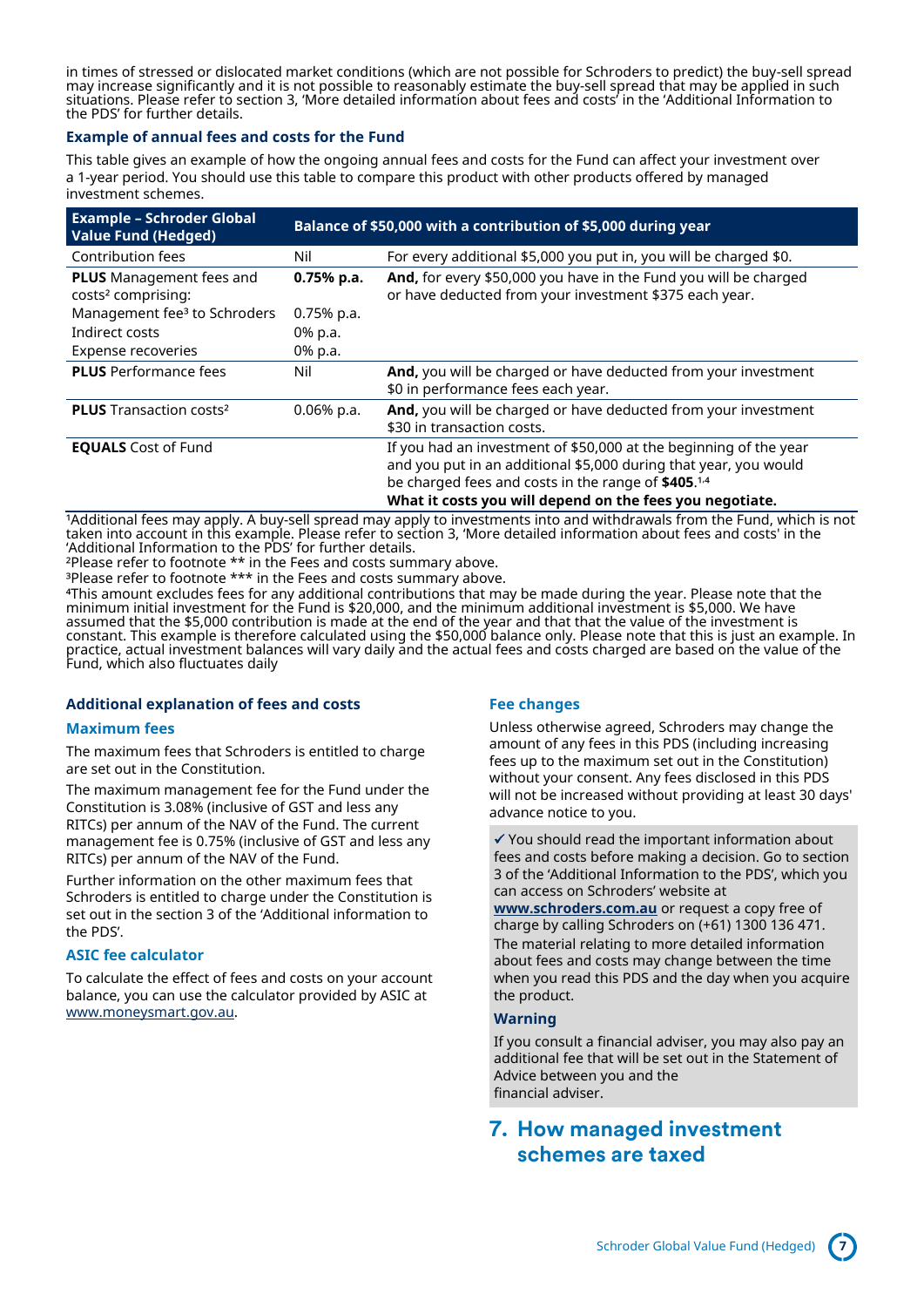in times of stressed or dislocated market conditions (which are not possible for Schroders to predict) the buy-sell spread may increase significantly and it is not possible to reasonably estimate the buy-sell spread that may be applied in such situations. Please refer to section 3, 'More detailed information about fees and costs' in the 'Additional Information to the PDS' for further details.

### Example of annual fees and costs for the Fund

This table gives an example of how the ongoing annual fees and costs for the Fund can affect your investment over a 1-year period. You should use this table to compare this product with other products offered by managed investment schemes.

| Example – Schroder Global Value Fund (Hedged) | Balance of $50,000 with a contribution of $5,000 during year | |
|---|---|---|
| Contribution fees | Nil | For every additional $5,000 you put in, you will be charged $0. |
| **PLUS** Management fees and costs[2] comprising: | **0.75% p.a.** | **And,** for every $50,000 you have in the Fund you will be charged or have deducted from your investment $375 each year. |
| Management fee[3] to Schroders | 0.75% p.a. | |
| Indirect costs | 0% p.a. | |
| Expense recoveries | 0% p.a. | |
| **PLUS** Performance fees | Nil | **And,** you will be charged or have deducted from your investment $0 in performance fees each year. |
| **PLUS** Transaction costs[2] | 0.06% p.a. | **And,** you will be charged or have deducted from your investment $30 in transaction costs. |
| **EQUALS** Cost of Fund | | If you had an investment of $50,000 at the beginning of the year and you put in an additional $5,000 during that year, you would be charged fees and costs in the range of **$405**.[1,4] **What it costs you will depend on the fees you negotiate.** |

[1]Additional fees may apply. A buy-sell spread may apply to investments into and withdrawals from the Fund, which is not taken into account in this example. Please refer to section 3, 'More detailed information about fees and costs' in the 'Additional Information to the PDS' for further details.

[2]Please refer to footnote ** in the Fees and costs summary above.

[3]Please refer to footnote *** in the Fees and costs summary above.

[4]This amount excludes fees for any additional contributions that may be made during the year. Please note that the minimum initial investment for the Fund is $20,000, and the minimum additional investment is $5,000. We have assumed that the $5,000 contribution is made at the end of the year and that that the value of the investment is constant. This example is therefore calculated using the $50,000 balance only. Please note that this is just an example. In practice, actual investment balances will vary daily and the actual fees and costs charged are based on the value of the Fund, which also fluctuates daily

### Additional explanation of fees and costs

#### Maximum fees

The maximum fees that Schroders is entitled to charge are set out in the Constitution.

The maximum management fee for the Fund under the Constitution is 3.08% (inclusive of GST and less any RITCs) per annum of the NAV of the Fund. The current management fee is 0.75% (inclusive of GST and less any RITCs) per annum of the NAV of the Fund.

Further information on the other maximum fees that Schroders is entitled to charge under the Constitution is set out in the section 3 of the 'Additional information to the PDS'.

#### ASIC fee calculator

To calculate the effect of fees and costs on your account balance, you can use the calculator provided by ASIC at www.moneysmart.gov.au.

#### Fee changes

Unless otherwise agreed, Schroders may change the amount of any fees in this PDS (including increasing fees up to the maximum set out in the Constitution) without your consent. Any fees disclosed in this PDS will not be increased without providing at least 30 days' advance notice to you.

✓ You should read the important information about fees and costs before making a decision. Go to section 3 of the 'Additional Information to the PDS', which you can access on Schroders' website at **www.schroders.com.au** or request a copy free of charge by calling Schroders on (+61) 1300 136 471. The material relating to more detailed information about fees and costs may change between the time when you read this PDS and the day when you acquire the product.

#### Warning

If you consult a financial adviser, you may also pay an additional fee that will be set out in the Statement of Advice between you and the financial adviser.

## 7. How managed investment schemes are taxed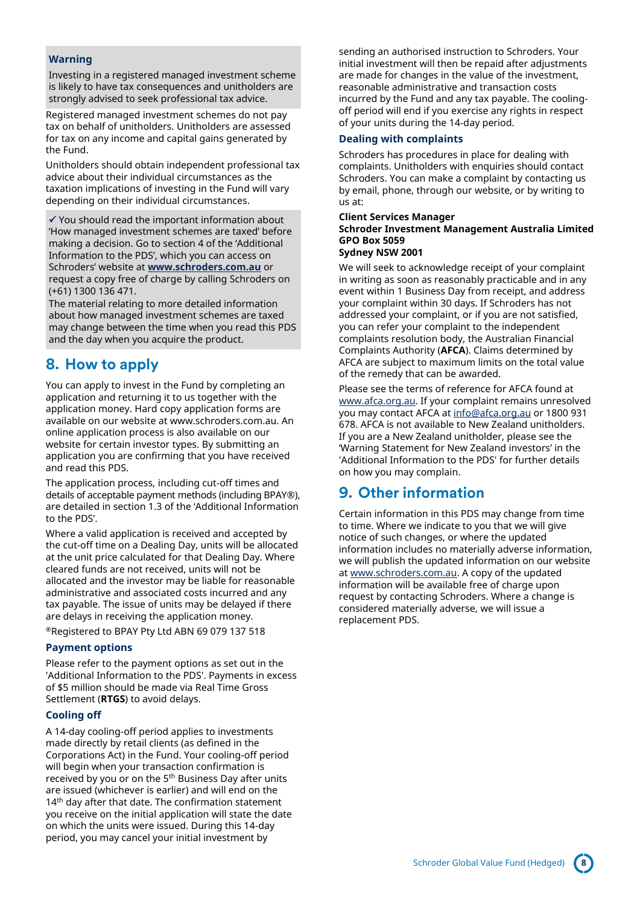**Warning**

Investing in a registered managed investment scheme is likely to have tax consequences and unitholders are strongly advised to seek professional tax advice.

Registered managed investment schemes do not pay tax on behalf of unitholders. Unitholders are assessed for tax on any income and capital gains generated by the Fund.

Unitholders should obtain independent professional tax advice about their individual circumstances as the taxation implications of investing in the Fund will vary depending on their individual circumstances.

✓ You should read the important information about 'How managed investment schemes are taxed' before making a decision. Go to section 4 of the 'Additional Information to the PDS', which you can access on Schroders' website at **www.schroders.com.au** or request a copy free of charge by calling Schroders on (+61) 1300 136 471.
The material relating to more detailed information about how managed investment schemes are taxed may change between the time when you read this PDS and the day when you acquire the product.

## 8. How to apply

You can apply to invest in the Fund by completing an application and returning it to us together with the application money. Hard copy application forms are available on our website at www.schroders.com.au. An online application process is also available on our website for certain investor types. By submitting an application you are confirming that you have received and read this PDS.

The application process, including cut-off times and details of acceptable payment methods (including BPAY®), are detailed in section 1.3 of the 'Additional Information to the PDS'.

Where a valid application is received and accepted by the cut-off time on a Dealing Day, units will be allocated at the unit price calculated for that Dealing Day. Where cleared funds are not received, units will not be allocated and the investor may be liable for reasonable administrative and associated costs incurred and any tax payable. The issue of units may be delayed if there are delays in receiving the application money.

®Registered to BPAY Pty Ltd ABN 69 079 137 518

### Payment options

Please refer to the payment options as set out in the 'Additional Information to the PDS'. Payments in excess of $5 million should be made via Real Time Gross Settlement (**RTGS**) to avoid delays.

### Cooling off

A 14-day cooling-off period applies to investments made directly by retail clients (as defined in the Corporations Act) in the Fund. Your cooling-off period will begin when your transaction confirmation is received by you or on the 5th Business Day after units are issued (whichever is earlier) and will end on the 14th day after that date. The confirmation statement you receive on the initial application will state the date on which the units were issued. During this 14-day period, you may cancel your initial investment by sending an authorised instruction to Schroders. Your initial investment will then be repaid after adjustments are made for changes in the value of the investment, reasonable administrative and transaction costs incurred by the Fund and any tax payable. The cooling-off period will end if you exercise any rights in respect of your units during the 14-day period.

### Dealing with complaints

Schroders has procedures in place for dealing with complaints. Unitholders with enquiries should contact Schroders. You can make a complaint by contacting us by email, phone, through our website, or by writing to us at:

**Client Services Manager**
**Schroder Investment Management Australia Limited**
**GPO Box 5059**
**Sydney NSW 2001**

We will seek to acknowledge receipt of your complaint in writing as soon as reasonably practicable and in any event within 1 Business Day from receipt, and address your complaint within 30 days. If Schroders has not addressed your complaint, or if you are not satisfied, you can refer your complaint to the independent complaints resolution body, the Australian Financial Complaints Authority (**AFCA**). Claims determined by AFCA are subject to maximum limits on the total value of the remedy that can be awarded.

Please see the terms of reference for AFCA found at www.afca.org.au. If your complaint remains unresolved you may contact AFCA at info@afca.org.au or 1800 931 678. AFCA is not available to New Zealand unitholders. If you are a New Zealand unitholder, please see the 'Warning Statement for New Zealand investors' in the 'Additional Information to the PDS' for further details on how you may complain.

## 9. Other information

Certain information in this PDS may change from time to time. Where we indicate to you that we will give notice of such changes, or where the updated information includes no materially adverse information, we will publish the updated information on our website at www.schroders.com.au. A copy of the updated information will be available free of charge upon request by contacting Schroders. Where a change is considered materially adverse, we will issue a replacement PDS.